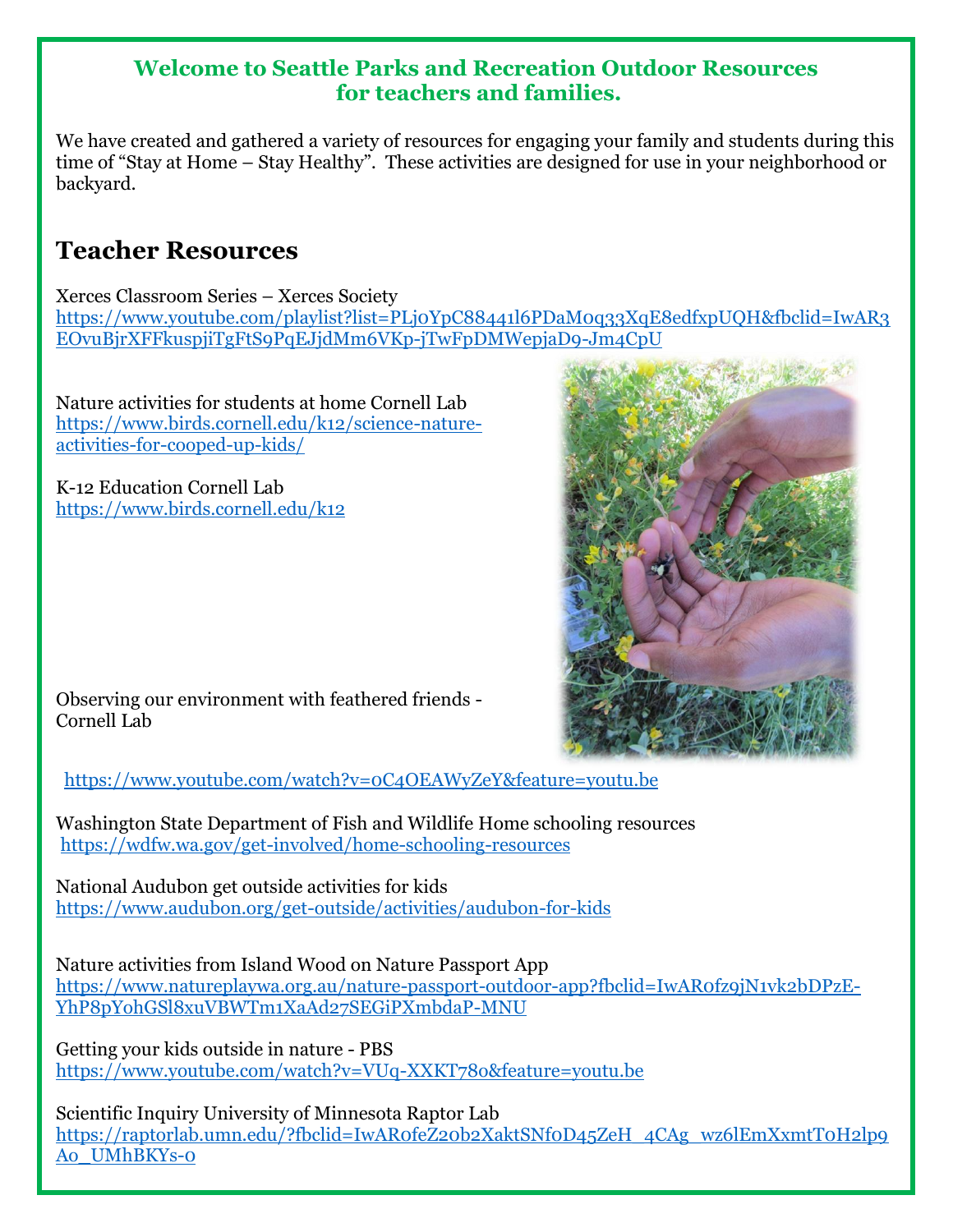**Welcome to Seattle Parks and Recreation Outdoor Resources for teachers and families.**

We have created and gathered a variety of resources for engaging your family and students during this time of "Stay at Home – Stay Healthy". These activities are designed for use in your neighborhood or backyard.

## Teacher Resources

Xerces Classroom Series – Xerces Society
https://www.youtube.com/playlist?list=PLj0YpC88441l6PDaM0q33XqE8edfxpUQH&fbclid=IwAR3EOvuBjrXFFkuspjiTgFtS9PqEJjdMm6VKp-jTwFpDMWepjaD9-Jm4CpU

Nature activities for students at home Cornell Lab
https://www.birds.cornell.edu/k12/science-nature-activities-for-cooped-up-kids/

K-12 Education Cornell Lab
https://www.birds.cornell.edu/k12

Observing our environment with feathered friends - Cornell Lab

https://www.youtube.com/watch?v=0C4OEAWyZeY&feature=youtu.be

Washington State Department of Fish and Wildlife Home schooling resources
https://wdfw.wa.gov/get-involved/home-schooling-resources

National Audubon get outside activities for kids
https://www.audubon.org/get-outside/activities/audubon-for-kids

Nature activities from Island Wood on Nature Passport App
https://www.natureplaywa.org.au/nature-passport-outdoor-app?fbclid=IwAR0fz9jN1vk2bDPzE-YhP8pY0hGSl8xuVBWTm1XaAd27SEGiPXmbdaP-MNU

Getting your kids outside in nature - PBS
https://www.youtube.com/watch?v=VUq-XXKT78o&feature=youtu.be

Scientific Inquiry University of Minnesota Raptor Lab
https://raptorlab.umn.edu/?fbclid=IwAR0feZ20b2XaktSNf0D45ZeH_4CAg_wz6lEmXxmtT0H2lp9Ao_UMhBKYs-0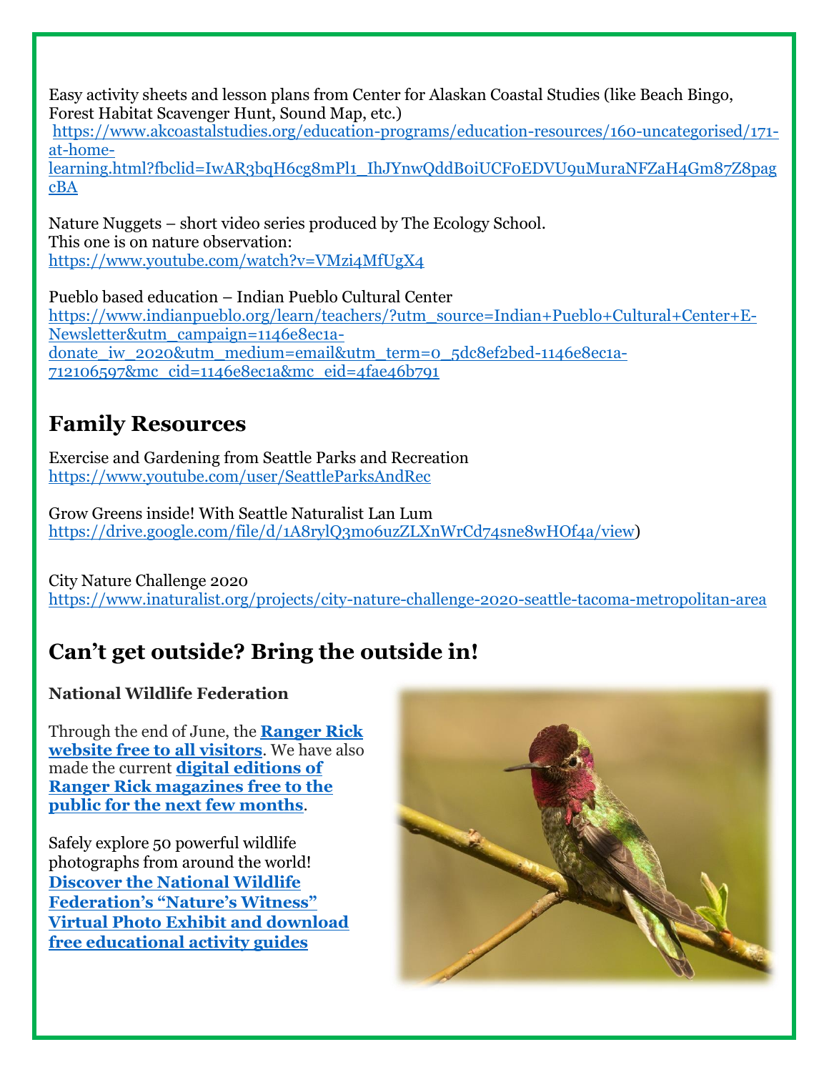Easy activity sheets and lesson plans from Center for Alaskan Coastal Studies (like Beach Bingo, Forest Habitat Scavenger Hunt, Sound Map, etc.)
https://www.akcoastalstudies.org/education-programs/education-resources/160-uncategorised/171-at-home-learning.html?fbclid=IwAR3bqH6cg8mPl1_IhJYnwQddB0iUCF0EDVU9uMuraNFZaH4Gm87Z8pagcBA

Nature Nuggets – short video series produced by The Ecology School.
This one is on nature observation:
https://www.youtube.com/watch?v=VMzi4MfUgX4

Pueblo based education – Indian Pueblo Cultural Center
https://www.indianpueblo.org/learn/teachers/?utm_source=Indian+Pueblo+Cultural+Center+E-Newsletter&utm_campaign=1146e8ec1a-donate_iw_2020&utm_medium=email&utm_term=0_5dc8ef2bed-1146e8ec1a-712106597&mc_cid=1146e8ec1a&mc_eid=4fae46b791

## Family Resources

Exercise and Gardening from Seattle Parks and Recreation
https://www.youtube.com/user/SeattleParksAndRec

Grow Greens inside! With Seattle Naturalist Lan Lum
https://drive.google.com/file/d/1A8rylQ3mo6uzZLXnWrCd74sne8wHOf4a/view)

City Nature Challenge 2020
https://www.inaturalist.org/projects/city-nature-challenge-2020-seattle-tacoma-metropolitan-area

## Can't get outside? Bring the outside in!

**National Wildlife Federation**

Through the end of June, the **Ranger Rick website free to all visitors**. We have also made the current **digital editions of Ranger Rick magazines free to the public for the next few months**.

Safely explore 50 powerful wildlife photographs from around the world! **Discover the National Wildlife Federation's "Nature's Witness" Virtual Photo Exhibit and download free educational activity guides**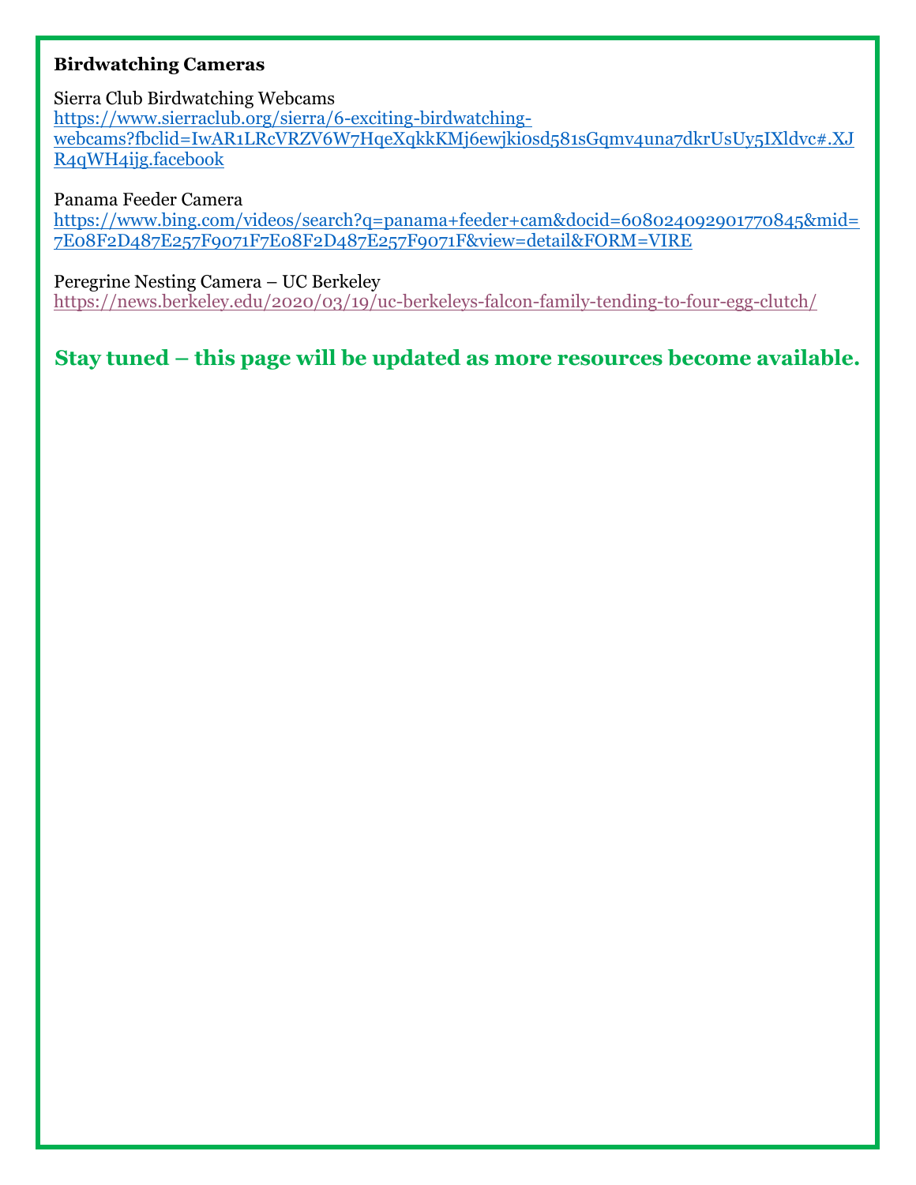**Birdwatching Cameras**

Sierra Club Birdwatching Webcams
https://www.sierraclub.org/sierra/6-exciting-birdwatching-webcams?fbclid=IwAR1LRcVRZV6W7HqeXqkkKMj6ewjki0sd581sGqmv4una7dkrUsUy5IXldvc#.XJR4qWH4ijg.facebook

Panama Feeder Camera
https://www.bing.com/videos/search?q=panama+feeder+cam&docid=608024092901770845&mid=7E08F2D487E257F9071F7E08F2D487E257F9071F&view=detail&FORM=VIRE

Peregrine Nesting Camera – UC Berkeley
https://news.berkeley.edu/2020/03/19/uc-berkeleys-falcon-family-tending-to-four-egg-clutch/

**Stay tuned – this page will be updated as more resources become available.**